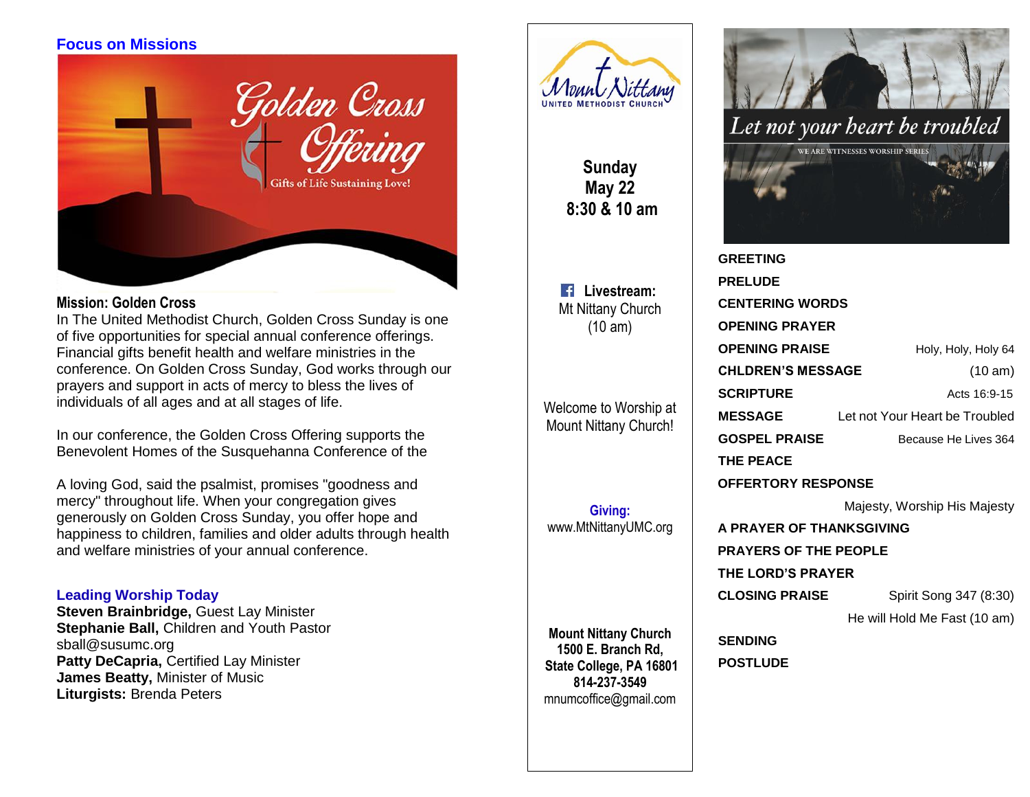## Focus on Missions

**Mission: Golden Cross**

In The United Methodist Church, Golden Cross Sunday is one of five opportunities for special annual conference offerings. Financial gifts benefit health and welfare ministries in the conference. On Golden Cross Sunday, God works through our prayers and support in acts of mercy to bless the lives of individuals of all ages and at all stages of life.

In our conference, the Golden Cross Offering supports the Benevolent Homes of the Susquehanna Conference of the

A loving God, said the psalmist, promises "goodness and mercy" throughout life. When your congregation gives generously on Golden Cross Sunday, you offer hope and happiness to children, families and older adults through health and welfare ministries of your annual conference.

## Leading Worship Today

**Steven Brainbridge,** Guest Lay Minister
**Stephanie Ball,** Children and Youth Pastor
sball@susumc.org
**Patty DeCapria,** Certified Lay Minister
**James Beatty,** Minister of Music
**Liturgists:** Brenda Peters

---

Mount Nittany
UNITED METHODIST CHURCH

**Sunday**
**May 22**
**8:30 & 10 am**

**Livestream:**
Mt Nittany Church
(10 am)

Welcome to Worship at Mount Nittany Church!

**Giving:**
www.MtNittanyUMC.org

**Mount Nittany Church**
**1500 E. Branch Rd,**
**State College, PA 16801**
**814-237-3549**
mnumcoffice@gmail.com

---

*Let not your heart be troubled*

WE ARE WITNESSES WORSHIP SERIES

**GREETING**

**PRELUDE**

**CENTERING WORDS**

**OPENING PRAYER**

**OPENING PRAISE** Holy, Holy, Holy 64

**CHLDREN'S MESSAGE** (10 am)

**SCRIPTURE** Acts 16:9-15

**MESSAGE** Let not Your Heart be Troubled

**GOSPEL PRAISE** Because He Lives 364

**THE PEACE**

**OFFERTORY RESPONSE**
Majesty, Worship His Majesty

**A PRAYER OF THANKSGIVING**

**PRAYERS OF THE PEOPLE**

**THE LORD'S PRAYER**

**CLOSING PRAISE** Spirit Song 347 (8:30)
He will Hold Me Fast (10 am)

**SENDING**

**POSTLUDE**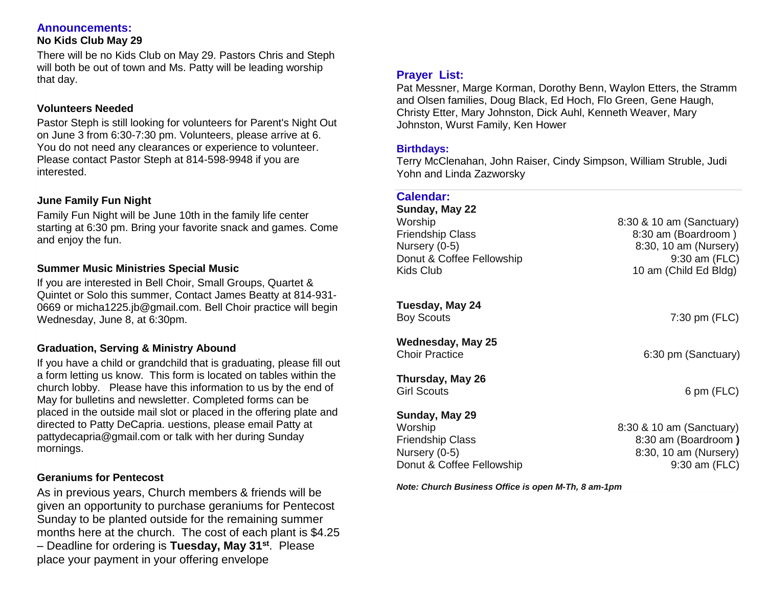## Announcements:

### No Kids Club May 29

There will be no Kids Club on May 29. Pastors Chris and Steph will both be out of town and Ms. Patty will be leading worship that day.

### Volunteers Needed

Pastor Steph is still looking for volunteers for Parent's Night Out on June 3 from 6:30-7:30 pm. Volunteers, please arrive at 6. You do not need any clearances or experience to volunteer. Please contact Pastor Steph at 814-598-9948 if you are interested.

### June Family Fun Night

Family Fun Night will be June 10th in the family life center starting at 6:30 pm. Bring your favorite snack and games. Come and enjoy the fun.

### Summer Music Ministries Special Music

If you are interested in Bell Choir, Small Groups, Quartet & Quintet or Solo this summer, Contact James Beatty at 814-931-0669 or micha1225.jb@gmail.com. Bell Choir practice will begin Wednesday, June 8, at 6:30pm.

### Graduation, Serving & Ministry Abound

If you have a child or grandchild that is graduating, please fill out a form letting us know. This form is located on tables within the church lobby. Please have this information to us by the end of May for bulletins and newsletter. Completed forms can be placed in the outside mail slot or placed in the offering plate and directed to Patty DeCapria. uestions, please email Patty at pattydecapria@gmail.com or talk with her during Sunday mornings.

### Geraniums for Pentecost

As in previous years, Church members & friends will be given an opportunity to purchase geraniums for Pentecost Sunday to be planted outside for the remaining summer months here at the church. The cost of each plant is $4.25 – Deadline for ordering is **Tuesday, May 31st**. Please place your payment in your offering envelope

## Prayer List:

Pat Messner, Marge Korman, Dorothy Benn, Waylon Etters, the Stramm and Olsen families, Doug Black, Ed Hoch, Flo Green, Gene Haugh, Christy Etter, Mary Johnston, Dick Auhl, Kenneth Weaver, Mary Johnston, Wurst Family, Ken Hower

## Birthdays:

Terry McClenahan, John Raiser, Cindy Simpson, William Struble, Judi Yohn and Linda Zazworsky

## Calendar:

**Sunday, May 22**

| | |
|---|---|
| Worship | 8:30 & 10 am (Sanctuary) |
| Friendship Class | 8:30 am (Boardroom ) |
| Nursery (0-5) | 8:30, 10 am (Nursery) |
| Donut & Coffee Fellowship | 9:30 am (FLC) |
| Kids Club | 10 am (Child Ed Bldg) |

**Tuesday, May 24**

| | |
|---|---|
| Boy Scouts | 7:30 pm (FLC) |

**Wednesday, May 25**

| | |
|---|---|
| Choir Practice | 6:30 pm (Sanctuary) |

**Thursday, May 26**

| | |
|---|---|
| Girl Scouts | 6 pm (FLC) |

**Sunday, May 29**

| | |
|---|---|
| Worship | 8:30 & 10 am (Sanctuary) |
| Friendship Class | 8:30 am (Boardroom **)** |
| Nursery (0-5) | 8:30, 10 am (Nursery) |
| Donut & Coffee Fellowship | 9:30 am (FLC) |

***Note: Church Business Office is open M-Th, 8 am-1pm***